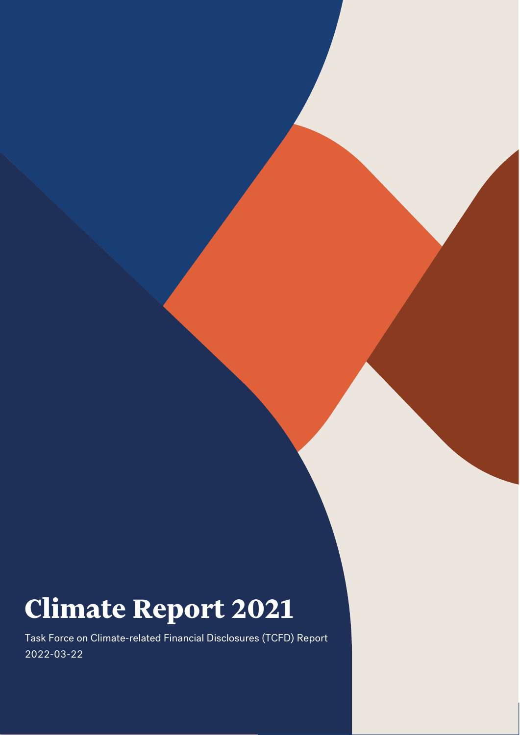# Climate Report 2021

Task Force on Climate-related Financial Disclosures (TCFD) Report

2022-03-22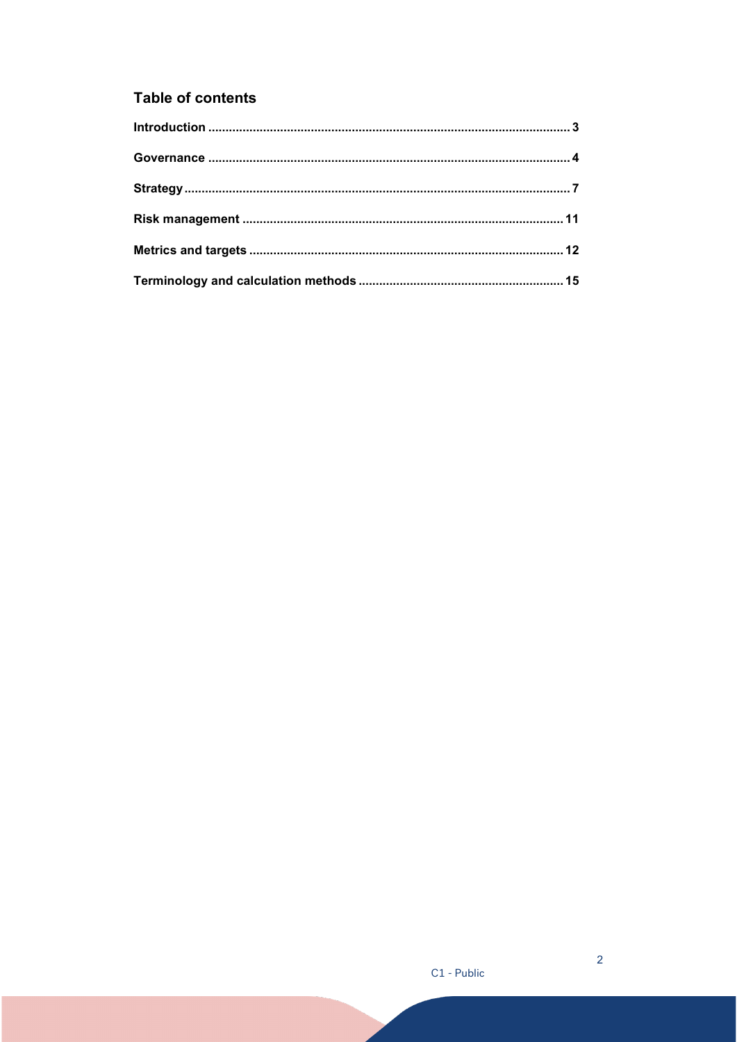## Table of contents

**Introduction** ........................................ 3

**Governance** ........................................ 4

**Strategy** ........................................ 7

**Risk management** ........................................ 11

**Metrics and targets** ........................................ 12

**Terminology and calculation methods** ........................................ 15

C1 - Public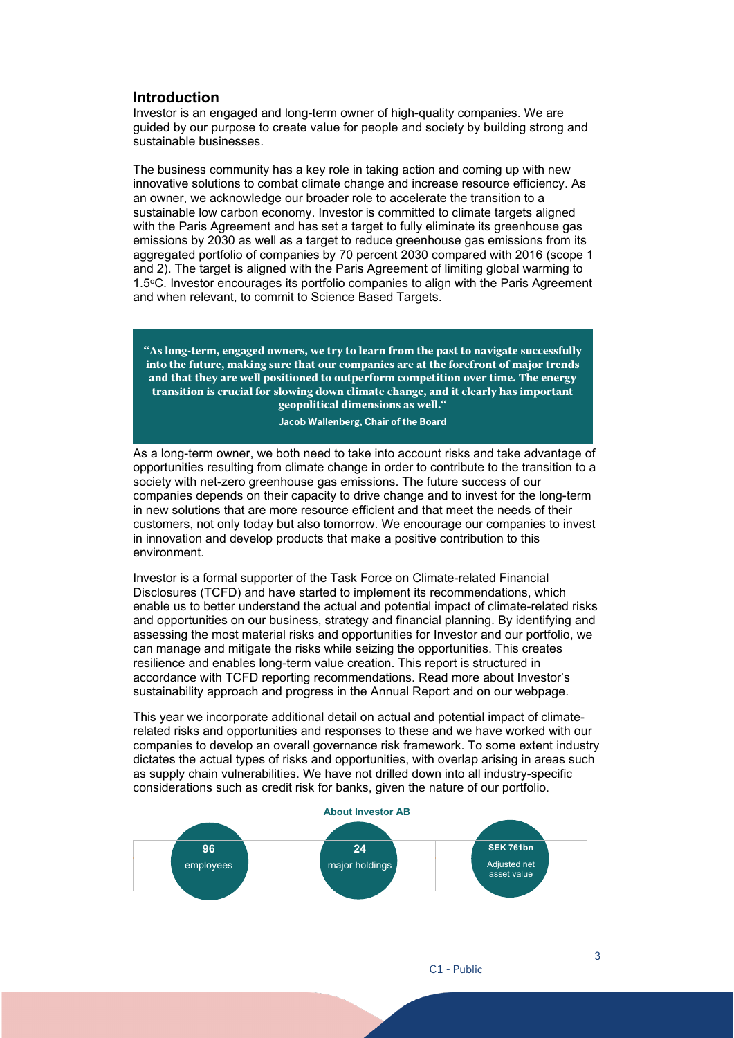## Introduction

Investor is an engaged and long-term owner of high-quality companies. We are guided by our purpose to create value for people and society by building strong and sustainable businesses.

The business community has a key role in taking action and coming up with new innovative solutions to combat climate change and increase resource efficiency. As an owner, we acknowledge our broader role to accelerate the transition to a sustainable low carbon economy. Investor is committed to climate targets aligned with the Paris Agreement and has set a target to fully eliminate its greenhouse gas emissions by 2030 as well as a target to reduce greenhouse gas emissions from its aggregated portfolio of companies by 70 percent 2030 compared with 2016 (scope 1 and 2). The target is aligned with the Paris Agreement of limiting global warming to 1.5°C. Investor encourages its portfolio companies to align with the Paris Agreement and when relevant, to commit to Science Based Targets.

> **"As long-term, engaged owners, we try to learn from the past to navigate successfully into the future, making sure that our companies are at the forefront of major trends and that they are well positioned to outperform competition over time. The energy transition is crucial for slowing down climate change, and it clearly has important geopolitical dimensions as well."**
>
> **Jacob Wallenberg, Chair of the Board**

As a long-term owner, we both need to take into account risks and take advantage of opportunities resulting from climate change in order to contribute to the transition to a society with net-zero greenhouse gas emissions. The future success of our companies depends on their capacity to drive change and to invest for the long-term in new solutions that are more resource efficient and that meet the needs of their customers, not only today but also tomorrow. We encourage our companies to invest in innovation and develop products that make a positive contribution to this environment.

Investor is a formal supporter of the Task Force on Climate-related Financial Disclosures (TCFD) and have started to implement its recommendations, which enable us to better understand the actual and potential impact of climate-related risks and opportunities on our business, strategy and financial planning. By identifying and assessing the most material risks and opportunities for Investor and our portfolio, we can manage and mitigate the risks while seizing the opportunities. This creates resilience and enables long-term value creation. This report is structured in accordance with TCFD reporting recommendations. Read more about Investor's sustainability approach and progress in the Annual Report and on our webpage.

This year we incorporate additional detail on actual and potential impact of climate-related risks and opportunities and responses to these and we have worked with our companies to develop an overall governance risk framework. To some extent industry dictates the actual types of risks and opportunities, with overlap arising in areas such as supply chain vulnerabilities. We have not drilled down into all industry-specific considerations such as credit risk for banks, given the nature of our portfolio.

**About Investor AB**

| 96 | 24 | SEK 761bn |
|---|---|---|
| employees | major holdings | Adjusted net asset value |

C1 - Public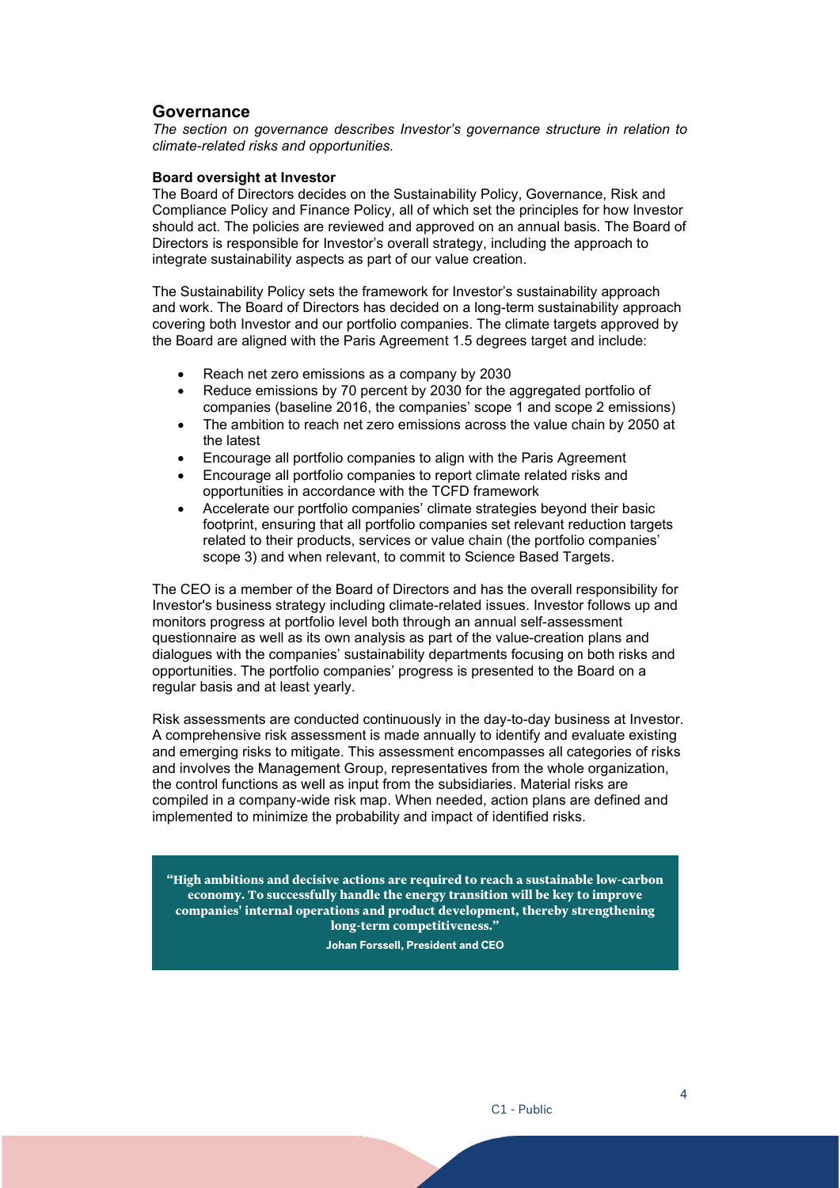## Governance

*The section on governance describes Investor's governance structure in relation to climate-related risks and opportunities.*

**Board oversight at Investor**

The Board of Directors decides on the Sustainability Policy, Governance, Risk and Compliance Policy and Finance Policy, all of which set the principles for how Investor should act. The policies are reviewed and approved on an annual basis. The Board of Directors is responsible for Investor's overall strategy, including the approach to integrate sustainability aspects as part of our value creation.

The Sustainability Policy sets the framework for Investor's sustainability approach and work. The Board of Directors has decided on a long-term sustainability approach covering both Investor and our portfolio companies. The climate targets approved by the Board are aligned with the Paris Agreement 1.5 degrees target and include:

- Reach net zero emissions as a company by 2030
- Reduce emissions by 70 percent by 2030 for the aggregated portfolio of companies (baseline 2016, the companies' scope 1 and scope 2 emissions)
- The ambition to reach net zero emissions across the value chain by 2050 at the latest
- Encourage all portfolio companies to align with the Paris Agreement
- Encourage all portfolio companies to report climate related risks and opportunities in accordance with the TCFD framework
- Accelerate our portfolio companies' climate strategies beyond their basic footprint, ensuring that all portfolio companies set relevant reduction targets related to their products, services or value chain (the portfolio companies' scope 3) and when relevant, to commit to Science Based Targets.

The CEO is a member of the Board of Directors and has the overall responsibility for Investor's business strategy including climate-related issues. Investor follows up and monitors progress at portfolio level both through an annual self-assessment questionnaire as well as its own analysis as part of the value-creation plans and dialogues with the companies' sustainability departments focusing on both risks and opportunities. The portfolio companies' progress is presented to the Board on a regular basis and at least yearly.

Risk assessments are conducted continuously in the day-to-day business at Investor. A comprehensive risk assessment is made annually to identify and evaluate existing and emerging risks to mitigate. This assessment encompasses all categories of risks and involves the Management Group, representatives from the whole organization, the control functions as well as input from the subsidiaries. Material risks are compiled in a company-wide risk map. When needed, action plans are defined and implemented to minimize the probability and impact of identified risks.

> **"High ambitions and decisive actions are required to reach a sustainable low-carbon economy. To successfully handle the energy transition will be key to improve companies' internal operations and product development, thereby strengthening long-term competitiveness."**
>
> **Johan Forssell, President and CEO**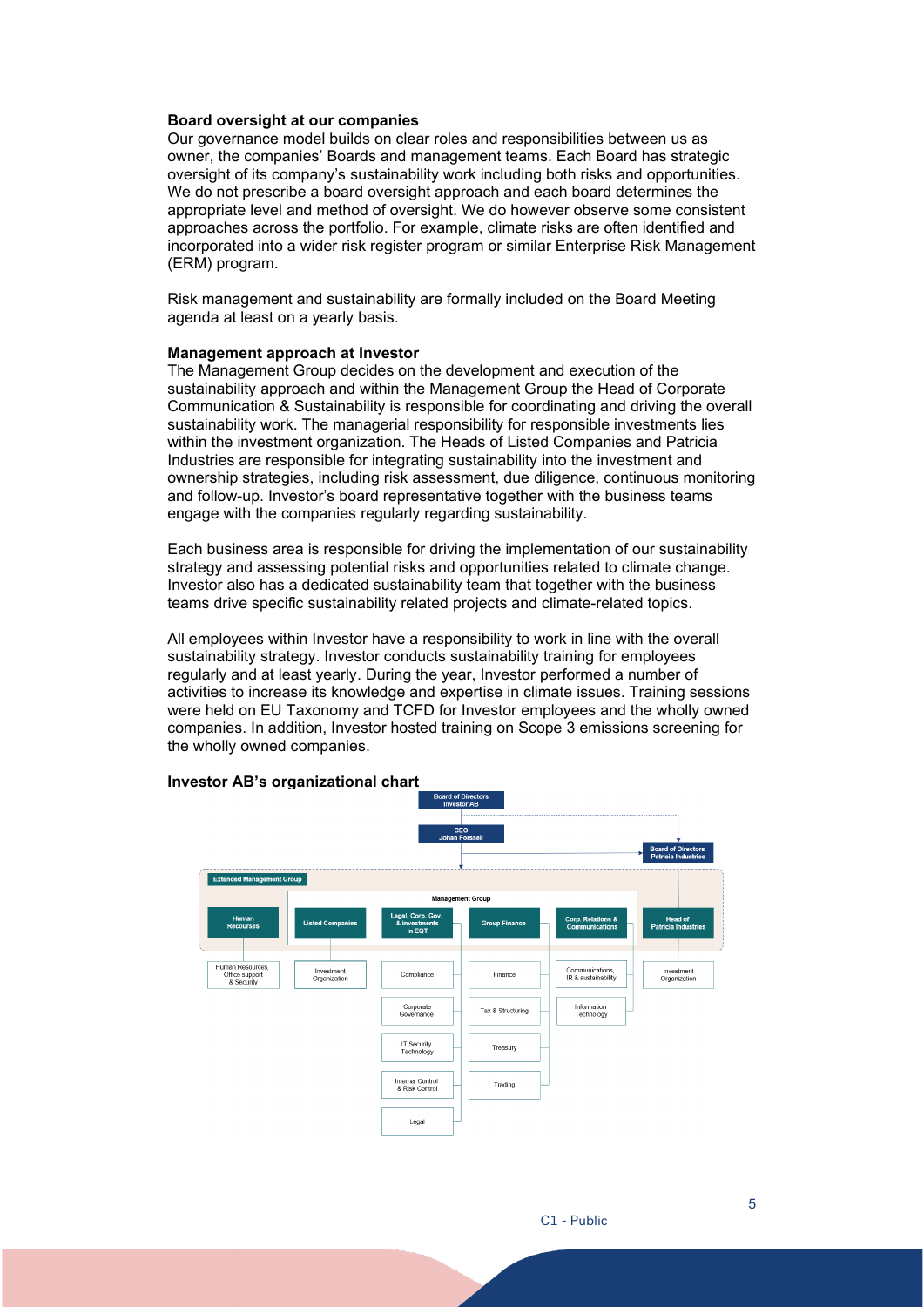**Board oversight at our companies**
Our governance model builds on clear roles and responsibilities between us as owner, the companies' Boards and management teams. Each Board has strategic oversight of its company's sustainability work including both risks and opportunities. We do not prescribe a board oversight approach and each board determines the appropriate level and method of oversight. We do however observe some consistent approaches across the portfolio. For example, climate risks are often identified and incorporated into a wider risk register program or similar Enterprise Risk Management (ERM) program.

Risk management and sustainability are formally included on the Board Meeting agenda at least on a yearly basis.

**Management approach at Investor**
The Management Group decides on the development and execution of the sustainability approach and within the Management Group the Head of Corporate Communication & Sustainability is responsible for coordinating and driving the overall sustainability work. The managerial responsibility for responsible investments lies within the investment organization. The Heads of Listed Companies and Patricia Industries are responsible for integrating sustainability into the investment and ownership strategies, including risk assessment, due diligence, continuous monitoring and follow-up. Investor's board representative together with the business teams engage with the companies regularly regarding sustainability.

Each business area is responsible for driving the implementation of our sustainability strategy and assessing potential risks and opportunities related to climate change. Investor also has a dedicated sustainability team that together with the business teams drive specific sustainability related projects and climate-related topics.

All employees within Investor have a responsibility to work in line with the overall sustainability strategy. Investor conducts sustainability training for employees regularly and at least yearly. During the year, Investor performed a number of activities to increase its knowledge and expertise in climate issues. Training sessions were held on EU Taxonomy and TCFD for Investor employees and the wholly owned companies. In addition, Investor hosted training on Scope 3 emissions screening for the wholly owned companies.

**Investor AB's organizational chart**

- Board of Directors Investor AB
  - CEO Johan Forssell
  - Board of Directors Patricia Industries
- Extended Management Group
  - Human Recourses
    - Human Resources, Office support & Security
  - Management Group
    - Listed Companies
      - Investment Organization
    - Legal, Corp. Gov. & investments in EQT
      - Compliance
      - Corporate Governance
      - IT Security Technology
      - Internal Control & Risk Control
      - Legal
    - Group Finance
      - Finance
      - Tax & Structuring
      - Treasury
      - Trading
    - Corp. Relations & Communications
      - Communications, IR & sustainability
      - Information Technology
  - Head of Patricia Industries
    - Investment Organization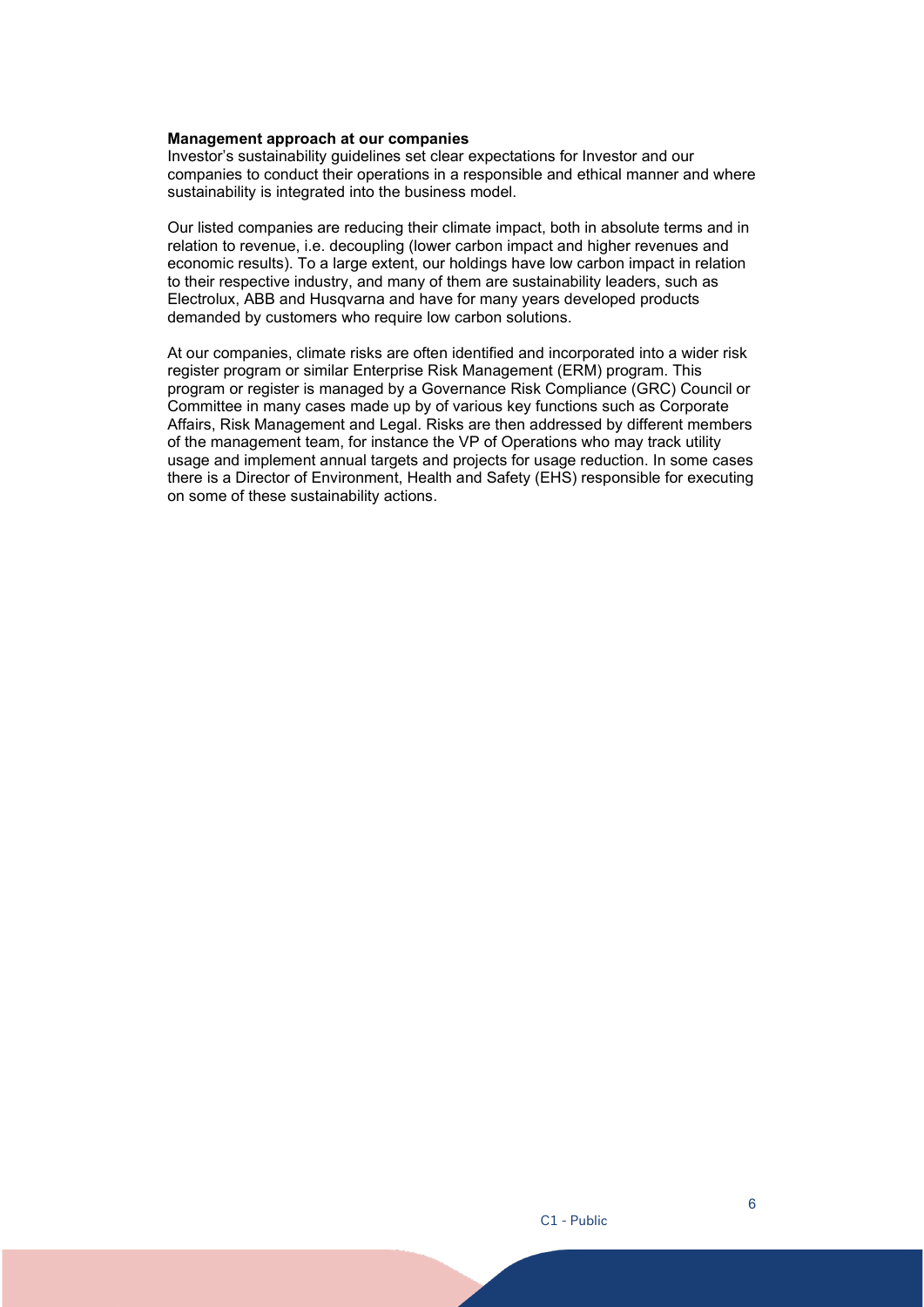**Management approach at our companies**

Investor's sustainability guidelines set clear expectations for Investor and our companies to conduct their operations in a responsible and ethical manner and where sustainability is integrated into the business model.

Our listed companies are reducing their climate impact, both in absolute terms and in relation to revenue, i.e. decoupling (lower carbon impact and higher revenues and economic results). To a large extent, our holdings have low carbon impact in relation to their respective industry, and many of them are sustainability leaders, such as Electrolux, ABB and Husqvarna and have for many years developed products demanded by customers who require low carbon solutions.

At our companies, climate risks are often identified and incorporated into a wider risk register program or similar Enterprise Risk Management (ERM) program. This program or register is managed by a Governance Risk Compliance (GRC) Council or Committee in many cases made up by of various key functions such as Corporate Affairs, Risk Management and Legal. Risks are then addressed by different members of the management team, for instance the VP of Operations who may track utility usage and implement annual targets and projects for usage reduction. In some cases there is a Director of Environment, Health and Safety (EHS) responsible for executing on some of these sustainability actions.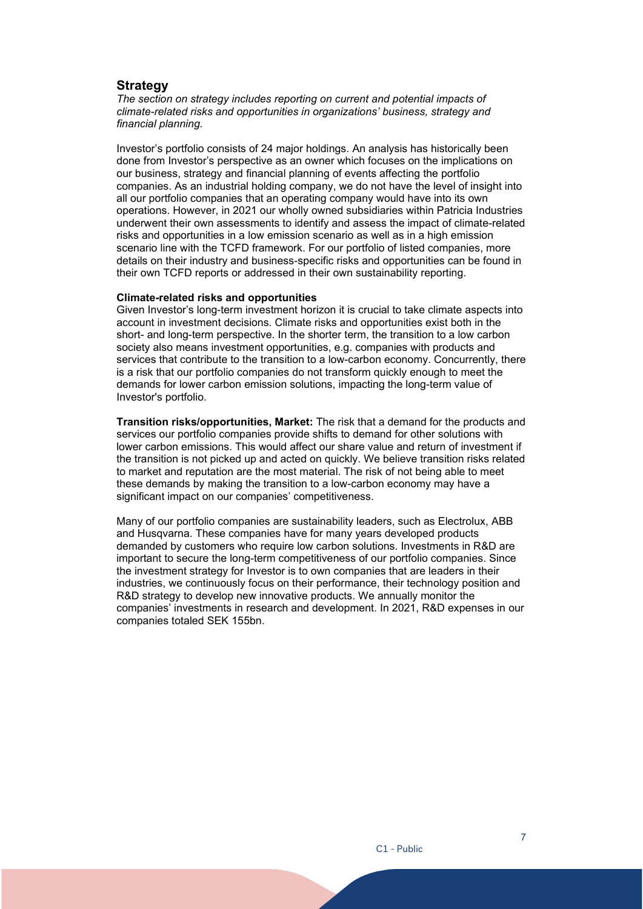## Strategy

*The section on strategy includes reporting on current and potential impacts of climate-related risks and opportunities in organizations' business, strategy and financial planning.*

Investor's portfolio consists of 24 major holdings. An analysis has historically been done from Investor's perspective as an owner which focuses on the implications on our business, strategy and financial planning of events affecting the portfolio companies. As an industrial holding company, we do not have the level of insight into all our portfolio companies that an operating company would have into its own operations. However, in 2021 our wholly owned subsidiaries within Patricia Industries underwent their own assessments to identify and assess the impact of climate-related risks and opportunities in a low emission scenario as well as in a high emission scenario line with the TCFD framework. For our portfolio of listed companies, more details on their industry and business-specific risks and opportunities can be found in their own TCFD reports or addressed in their own sustainability reporting.

**Climate-related risks and opportunities**

Given Investor's long-term investment horizon it is crucial to take climate aspects into account in investment decisions. Climate risks and opportunities exist both in the short- and long-term perspective. In the shorter term, the transition to a low carbon society also means investment opportunities, e.g. companies with products and services that contribute to the transition to a low-carbon economy. Concurrently, there is a risk that our portfolio companies do not transform quickly enough to meet the demands for lower carbon emission solutions, impacting the long-term value of Investor's portfolio.

**Transition risks/opportunities, Market:** The risk that a demand for the products and services our portfolio companies provide shifts to demand for other solutions with lower carbon emissions. This would affect our share value and return of investment if the transition is not picked up and acted on quickly. We believe transition risks related to market and reputation are the most material. The risk of not being able to meet these demands by making the transition to a low-carbon economy may have a significant impact on our companies' competitiveness.

Many of our portfolio companies are sustainability leaders, such as Electrolux, ABB and Husqvarna. These companies have for many years developed products demanded by customers who require low carbon solutions. Investments in R&D are important to secure the long-term competitiveness of our portfolio companies. Since the investment strategy for Investor is to own companies that are leaders in their industries, we continuously focus on their performance, their technology position and R&D strategy to develop new innovative products. We annually monitor the companies' investments in research and development. In 2021, R&D expenses in our companies totaled SEK 155bn.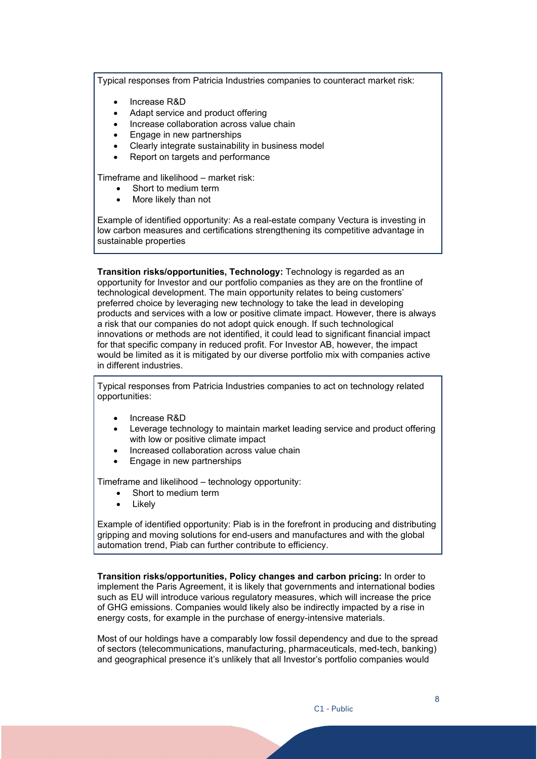Typical responses from Patricia Industries companies to counteract market risk:

- Increase R&D
- Adapt service and product offering
- Increase collaboration across value chain
- Engage in new partnerships
- Clearly integrate sustainability in business model
- Report on targets and performance

Timeframe and likelihood – market risk:

- Short to medium term
- More likely than not

Example of identified opportunity: As a real-estate company Vectura is investing in low carbon measures and certifications strengthening its competitive advantage in sustainable properties

**Transition risks/opportunities, Technology:** Technology is regarded as an opportunity for Investor and our portfolio companies as they are on the frontline of technological development. The main opportunity relates to being customers' preferred choice by leveraging new technology to take the lead in developing products and services with a low or positive climate impact. However, there is always a risk that our companies do not adopt quick enough. If such technological innovations or methods are not identified, it could lead to significant financial impact for that specific company in reduced profit. For Investor AB, however, the impact would be limited as it is mitigated by our diverse portfolio mix with companies active in different industries.

Typical responses from Patricia Industries companies to act on technology related opportunities:

- Increase R&D
- Leverage technology to maintain market leading service and product offering with low or positive climate impact
- Increased collaboration across value chain
- Engage in new partnerships

Timeframe and likelihood – technology opportunity:

- Short to medium term
- Likely

Example of identified opportunity: Piab is in the forefront in producing and distributing gripping and moving solutions for end-users and manufactures and with the global automation trend, Piab can further contribute to efficiency.

**Transition risks/opportunities, Policy changes and carbon pricing:** In order to implement the Paris Agreement, it is likely that governments and international bodies such as EU will introduce various regulatory measures, which will increase the price of GHG emissions. Companies would likely also be indirectly impacted by a rise in energy costs, for example in the purchase of energy-intensive materials.

Most of our holdings have a comparably low fossil dependency and due to the spread of sectors (telecommunications, manufacturing, pharmaceuticals, med-tech, banking) and geographical presence it's unlikely that all Investor's portfolio companies would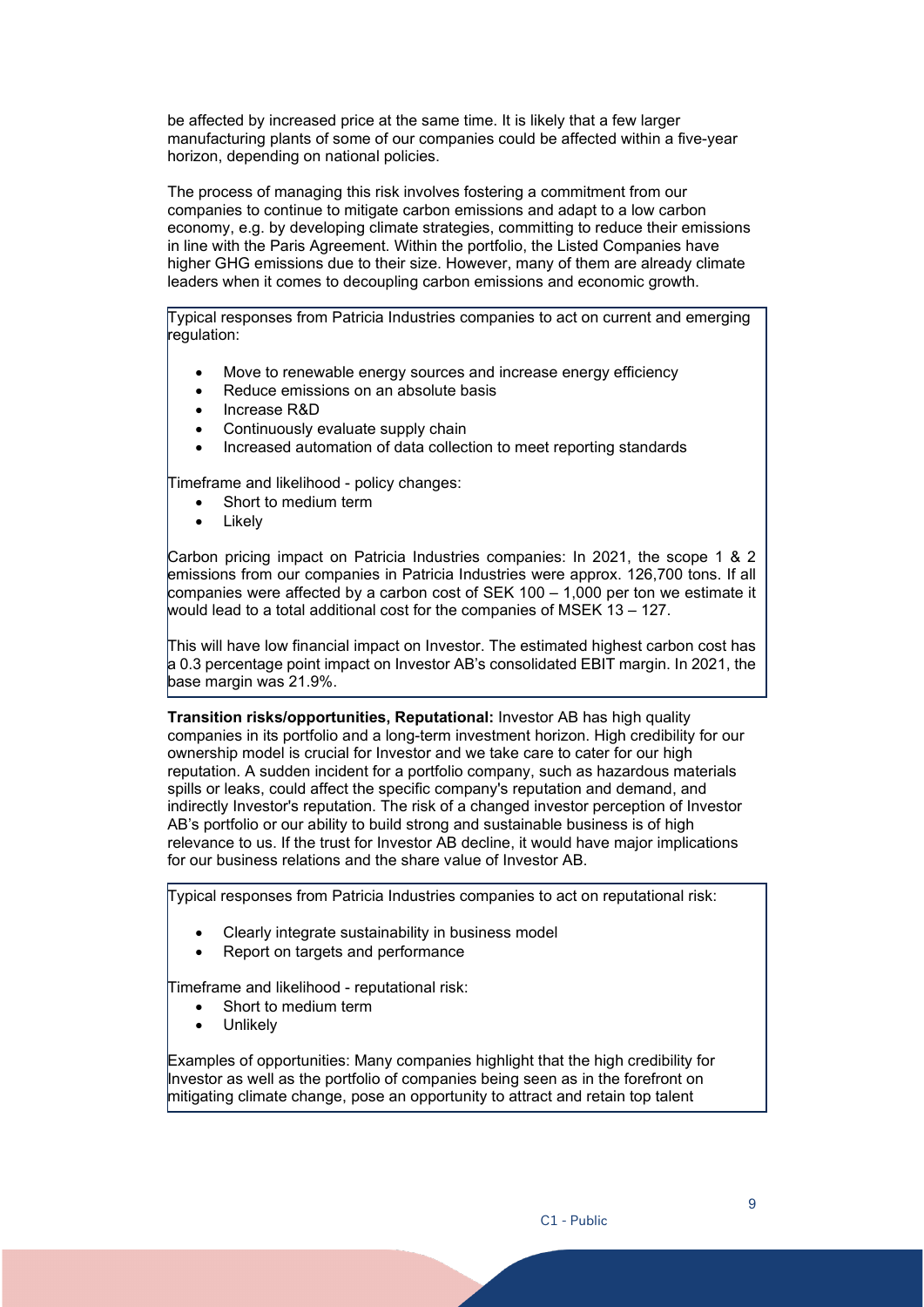be affected by increased price at the same time. It is likely that a few larger manufacturing plants of some of our companies could be affected within a five-year horizon, depending on national policies.

The process of managing this risk involves fostering a commitment from our companies to continue to mitigate carbon emissions and adapt to a low carbon economy, e.g. by developing climate strategies, committing to reduce their emissions in line with the Paris Agreement. Within the portfolio, the Listed Companies have higher GHG emissions due to their size. However, many of them are already climate leaders when it comes to decoupling carbon emissions and economic growth.

Typical responses from Patricia Industries companies to act on current and emerging regulation:

- Move to renewable energy sources and increase energy efficiency
- Reduce emissions on an absolute basis
- Increase R&D
- Continuously evaluate supply chain
- Increased automation of data collection to meet reporting standards

Timeframe and likelihood - policy changes:

- Short to medium term
- Likely

Carbon pricing impact on Patricia Industries companies: In 2021, the scope 1 & 2 emissions from our companies in Patricia Industries were approx. 126,700 tons. If all companies were affected by a carbon cost of SEK 100 – 1,000 per ton we estimate it would lead to a total additional cost for the companies of MSEK 13 – 127.

This will have low financial impact on Investor. The estimated highest carbon cost has a 0.3 percentage point impact on Investor AB's consolidated EBIT margin. In 2021, the base margin was 21.9%.

**Transition risks/opportunities, Reputational:** Investor AB has high quality companies in its portfolio and a long-term investment horizon. High credibility for our ownership model is crucial for Investor and we take care to cater for our high reputation. A sudden incident for a portfolio company, such as hazardous materials spills or leaks, could affect the specific company's reputation and demand, and indirectly Investor's reputation. The risk of a changed investor perception of Investor AB's portfolio or our ability to build strong and sustainable business is of high relevance to us. If the trust for Investor AB decline, it would have major implications for our business relations and the share value of Investor AB.

Typical responses from Patricia Industries companies to act on reputational risk:

- Clearly integrate sustainability in business model
- Report on targets and performance

Timeframe and likelihood - reputational risk:

- Short to medium term
- Unlikely

Examples of opportunities: Many companies highlight that the high credibility for Investor as well as the portfolio of companies being seen as in the forefront on mitigating climate change, pose an opportunity to attract and retain top talent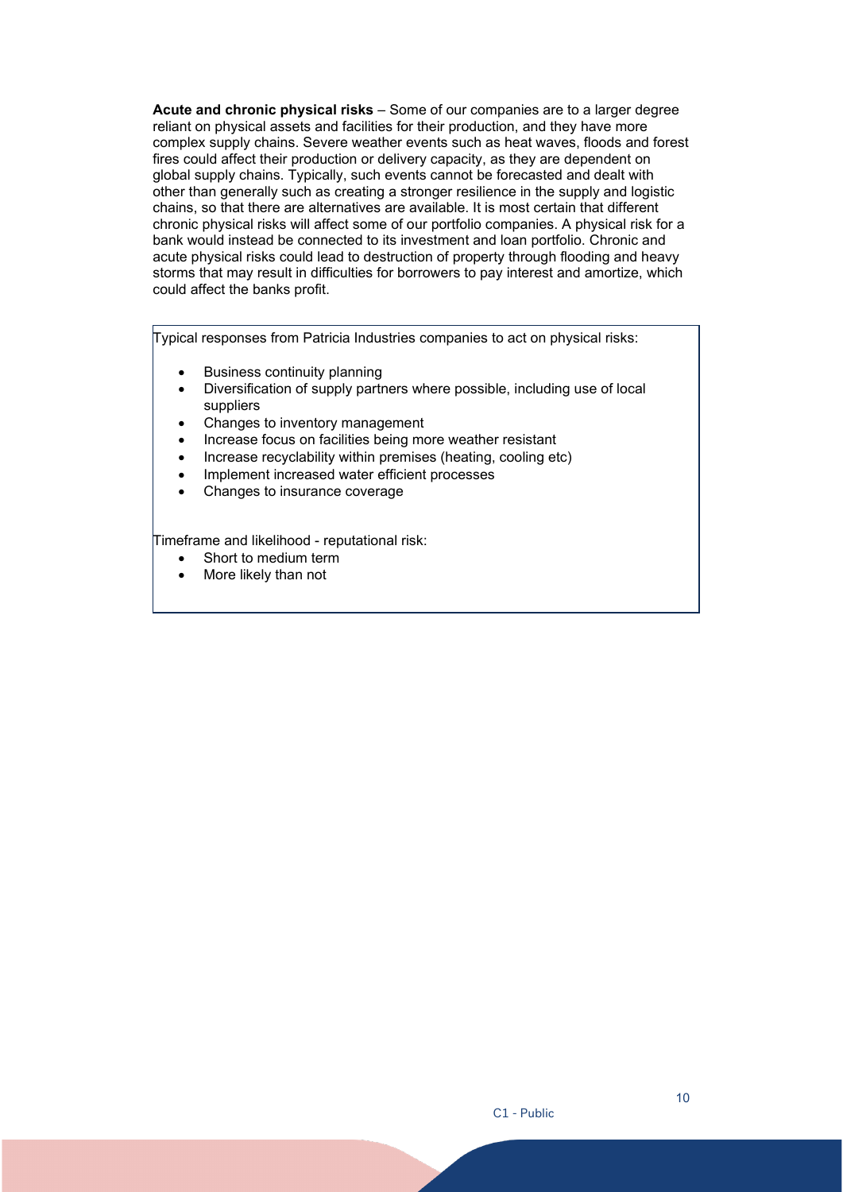**Acute and chronic physical risks** – Some of our companies are to a larger degree reliant on physical assets and facilities for their production, and they have more complex supply chains. Severe weather events such as heat waves, floods and forest fires could affect their production or delivery capacity, as they are dependent on global supply chains. Typically, such events cannot be forecasted and dealt with other than generally such as creating a stronger resilience in the supply and logistic chains, so that there are alternatives are available. It is most certain that different chronic physical risks will affect some of our portfolio companies. A physical risk for a bank would instead be connected to its investment and loan portfolio. Chronic and acute physical risks could lead to destruction of property through flooding and heavy storms that may result in difficulties for borrowers to pay interest and amortize, which could affect the banks profit.

Typical responses from Patricia Industries companies to act on physical risks:

- Business continuity planning
- Diversification of supply partners where possible, including use of local suppliers
- Changes to inventory management
- Increase focus on facilities being more weather resistant
- Increase recyclability within premises (heating, cooling etc)
- Implement increased water efficient processes
- Changes to insurance coverage

Timeframe and likelihood - reputational risk:

- Short to medium term
- More likely than not

C1 - Public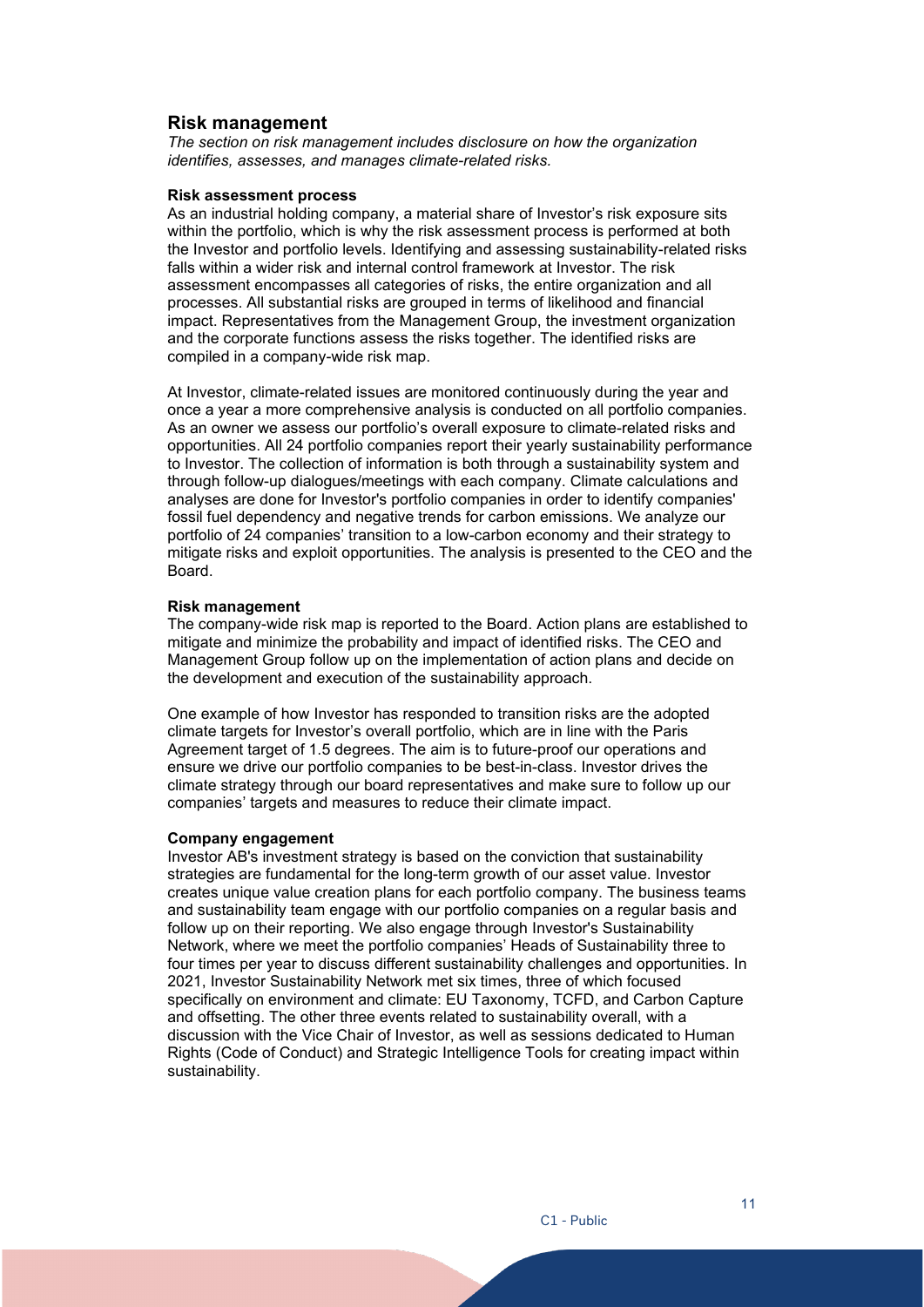## Risk management

*The section on risk management includes disclosure on how the organization identifies, assesses, and manages climate-related risks.*

**Risk assessment process**

As an industrial holding company, a material share of Investor's risk exposure sits within the portfolio, which is why the risk assessment process is performed at both the Investor and portfolio levels. Identifying and assessing sustainability-related risks falls within a wider risk and internal control framework at Investor. The risk assessment encompasses all categories of risks, the entire organization and all processes. All substantial risks are grouped in terms of likelihood and financial impact. Representatives from the Management Group, the investment organization and the corporate functions assess the risks together. The identified risks are compiled in a company-wide risk map.

At Investor, climate-related issues are monitored continuously during the year and once a year a more comprehensive analysis is conducted on all portfolio companies. As an owner we assess our portfolio's overall exposure to climate-related risks and opportunities. All 24 portfolio companies report their yearly sustainability performance to Investor. The collection of information is both through a sustainability system and through follow-up dialogues/meetings with each company. Climate calculations and analyses are done for Investor's portfolio companies in order to identify companies' fossil fuel dependency and negative trends for carbon emissions. We analyze our portfolio of 24 companies' transition to a low-carbon economy and their strategy to mitigate risks and exploit opportunities. The analysis is presented to the CEO and the Board.

**Risk management**

The company-wide risk map is reported to the Board. Action plans are established to mitigate and minimize the probability and impact of identified risks. The CEO and Management Group follow up on the implementation of action plans and decide on the development and execution of the sustainability approach.

One example of how Investor has responded to transition risks are the adopted climate targets for Investor's overall portfolio, which are in line with the Paris Agreement target of 1.5 degrees. The aim is to future-proof our operations and ensure we drive our portfolio companies to be best-in-class. Investor drives the climate strategy through our board representatives and make sure to follow up our companies' targets and measures to reduce their climate impact.

**Company engagement**

Investor AB's investment strategy is based on the conviction that sustainability strategies are fundamental for the long-term growth of our asset value. Investor creates unique value creation plans for each portfolio company. The business teams and sustainability team engage with our portfolio companies on a regular basis and follow up on their reporting. We also engage through Investor's Sustainability Network, where we meet the portfolio companies' Heads of Sustainability three to four times per year to discuss different sustainability challenges and opportunities. In 2021, Investor Sustainability Network met six times, three of which focused specifically on environment and climate: EU Taxonomy, TCFD, and Carbon Capture and offsetting. The other three events related to sustainability overall, with a discussion with the Vice Chair of Investor, as well as sessions dedicated to Human Rights (Code of Conduct) and Strategic Intelligence Tools for creating impact within sustainability.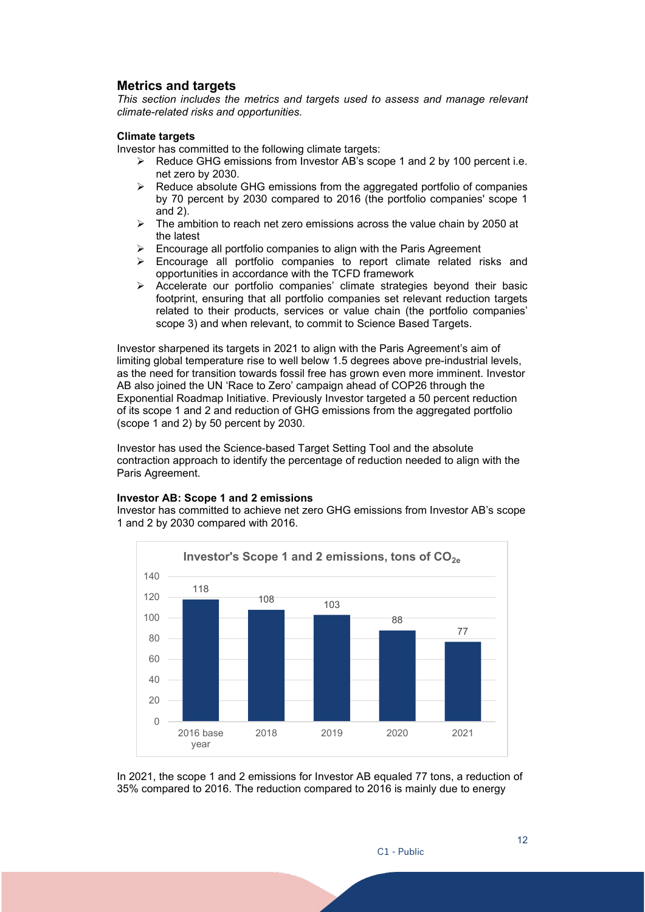## Metrics and targets

*This section includes the metrics and targets used to assess and manage relevant climate-related risks and opportunities.*

**Climate targets**

Investor has committed to the following climate targets:

- Reduce GHG emissions from Investor AB's scope 1 and 2 by 100 percent i.e. net zero by 2030.
- Reduce absolute GHG emissions from the aggregated portfolio of companies by 70 percent by 2030 compared to 2016 (the portfolio companies' scope 1 and 2).
- The ambition to reach net zero emissions across the value chain by 2050 at the latest
- Encourage all portfolio companies to align with the Paris Agreement
- Encourage all portfolio companies to report climate related risks and opportunities in accordance with the TCFD framework
- Accelerate our portfolio companies' climate strategies beyond their basic footprint, ensuring that all portfolio companies set relevant reduction targets related to their products, services or value chain (the portfolio companies' scope 3) and when relevant, to commit to Science Based Targets.

Investor sharpened its targets in 2021 to align with the Paris Agreement's aim of limiting global temperature rise to well below 1.5 degrees above pre-industrial levels, as the need for transition towards fossil free has grown even more imminent. Investor AB also joined the UN 'Race to Zero' campaign ahead of COP26 through the Exponential Roadmap Initiative. Previously Investor targeted a 50 percent reduction of its scope 1 and 2 and reduction of GHG emissions from the aggregated portfolio (scope 1 and 2) by 50 percent by 2030.

Investor has used the Science-based Target Setting Tool and the absolute contraction approach to identify the percentage of reduction needed to align with the Paris Agreement.

**Investor AB: Scope 1 and 2 emissions**

Investor has committed to achieve net zero GHG emissions from Investor AB's scope 1 and 2 by 2030 compared with 2016.

**Investor's Scope 1 and 2 emissions, tons of $CO_{2e}$**

| 2016 base year | 2018 | 2019 | 2020 | 2021 |
|---|---|---|---|---|
| 118 | 108 | 103 | 88 | 77 |

In 2021, the scope 1 and 2 emissions for Investor AB equaled 77 tons, a reduction of 35% compared to 2016. The reduction compared to 2016 is mainly due to energy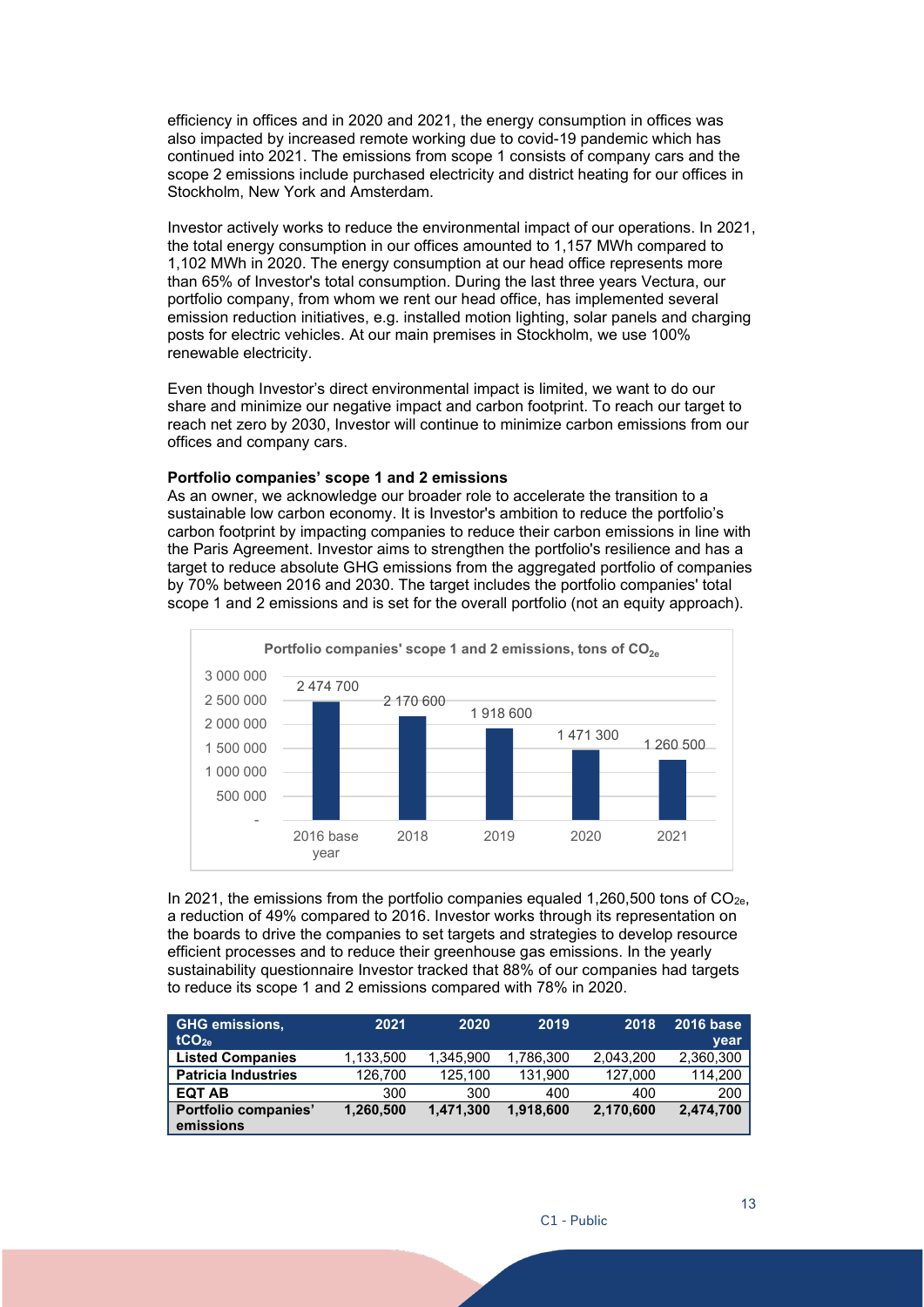efficiency in offices and in 2020 and 2021, the energy consumption in offices was also impacted by increased remote working due to covid-19 pandemic which has continued into 2021. The emissions from scope 1 consists of company cars and the scope 2 emissions include purchased electricity and district heating for our offices in Stockholm, New York and Amsterdam.

Investor actively works to reduce the environmental impact of our operations. In 2021, the total energy consumption in our offices amounted to 1,157 MWh compared to 1,102 MWh in 2020. The energy consumption at our head office represents more than 65% of Investor's total consumption. During the last three years Vectura, our portfolio company, from whom we rent our head office, has implemented several emission reduction initiatives, e.g. installed motion lighting, solar panels and charging posts for electric vehicles. At our main premises in Stockholm, we use 100% renewable electricity.

Even though Investor's direct environmental impact is limited, we want to do our share and minimize our negative impact and carbon footprint. To reach our target to reach net zero by 2030, Investor will continue to minimize carbon emissions from our offices and company cars.

**Portfolio companies' scope 1 and 2 emissions**

As an owner, we acknowledge our broader role to accelerate the transition to a sustainable low carbon economy. It is Investor's ambition to reduce the portfolio's carbon footprint by impacting companies to reduce their carbon emissions in line with the Paris Agreement. Investor aims to strengthen the portfolio's resilience and has a target to reduce absolute GHG emissions from the aggregated portfolio of companies by 70% between 2016 and 2030. The target includes the portfolio companies' total scope 1 and 2 emissions and is set for the overall portfolio (not an equity approach).

**Portfolio companies' scope 1 and 2 emissions, tons of $CO_{2e}$**

| | 2016 base year | 2018 | 2019 | 2020 | 2021 |
|---|---|---|---|---|---|
| Emissions | 2 474 700 | 2 170 600 | 1 918 600 | 1 471 300 | 1 260 500 |

In 2021, the emissions from the portfolio companies equaled 1,260,500 tons of $CO_{2e}$, a reduction of 49% compared to 2016. Investor works through its representation on the boards to drive the companies to set targets and strategies to develop resource efficient processes and to reduce their greenhouse gas emissions. In the yearly sustainability questionnaire Investor tracked that 88% of our companies had targets to reduce its scope 1 and 2 emissions compared with 78% in 2020.

| GHG emissions, $tCO_{2e}$ | 2021 | 2020 | 2019 | 2018 | 2016 base year |
|---|---|---|---|---|---|
| **Listed Companies** | 1,133,500 | 1,345,900 | 1,786,300 | 2,043,200 | 2,360,300 |
| **Patricia Industries** | 126,700 | 125,100 | 131,900 | 127,000 | 114,200 |
| **EQT AB** | 300 | 300 | 400 | 400 | 200 |
| **Portfolio companies' emissions** | **1,260,500** | **1,471,300** | **1,918,600** | **2,170,600** | **2,474,700** |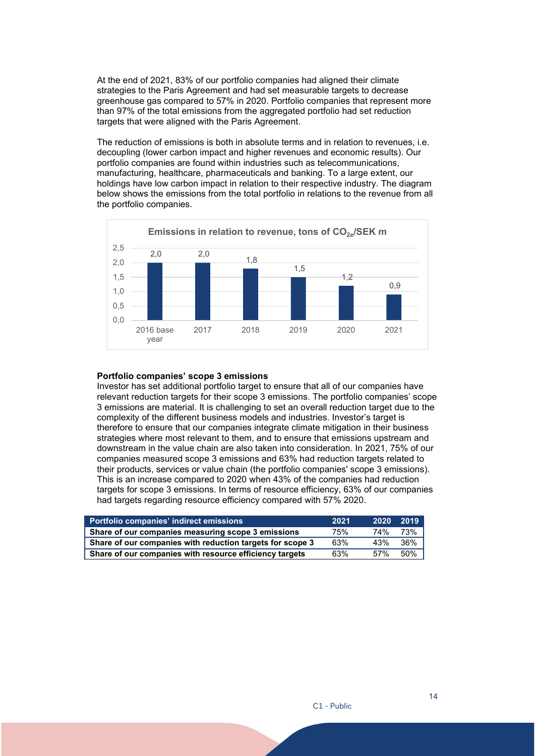At the end of 2021, 83% of our portfolio companies had aligned their climate strategies to the Paris Agreement and had set measurable targets to decrease greenhouse gas compared to 57% in 2020. Portfolio companies that represent more than 97% of the total emissions from the aggregated portfolio had set reduction targets that were aligned with the Paris Agreement.

The reduction of emissions is both in absolute terms and in relation to revenues, i.e. decoupling (lower carbon impact and higher revenues and economic results). Our portfolio companies are found within industries such as telecommunications, manufacturing, healthcare, pharmaceuticals and banking. To a large extent, our holdings have low carbon impact in relation to their respective industry. The diagram below shows the emissions from the total portfolio in relations to the revenue from all the portfolio companies.

**Emissions in relation to revenue, tons of $CO_{2e}$/SEK m**

| 2016 base year | 2017 | 2018 | 2019 | 2020 | 2021 |
|---|---|---|---|---|---|
| 2,0 | 2,0 | 1,8 | 1,5 | 1,2 | 0,9 |

### Portfolio companies' scope 3 emissions

Investor has set additional portfolio target to ensure that all of our companies have relevant reduction targets for their scope 3 emissions. The portfolio companies' scope 3 emissions are material. It is challenging to set an overall reduction target due to the complexity of the different business models and industries. Investor's target is therefore to ensure that our companies integrate climate mitigation in their business strategies where most relevant to them, and to ensure that emissions upstream and downstream in the value chain are also taken into consideration. In 2021, 75% of our companies measured scope 3 emissions and 63% had reduction targets related to their products, services or value chain (the portfolio companies' scope 3 emissions). This is an increase compared to 2020 when 43% of the companies had reduction targets for scope 3 emissions. In terms of resource efficiency, 63% of our companies had targets regarding resource efficiency compared with 57% 2020.

| Portfolio companies' indirect emissions | 2021 | 2020 | 2019 |
|---|---|---|---|
| **Share of our companies measuring scope 3 emissions** | 75% | 74% | 73% |
| **Share of our companies with reduction targets for scope 3** | 63% | 43% | 36% |
| **Share of our companies with resource efficiency targets** | 63% | 57% | 50% |

C1 - Public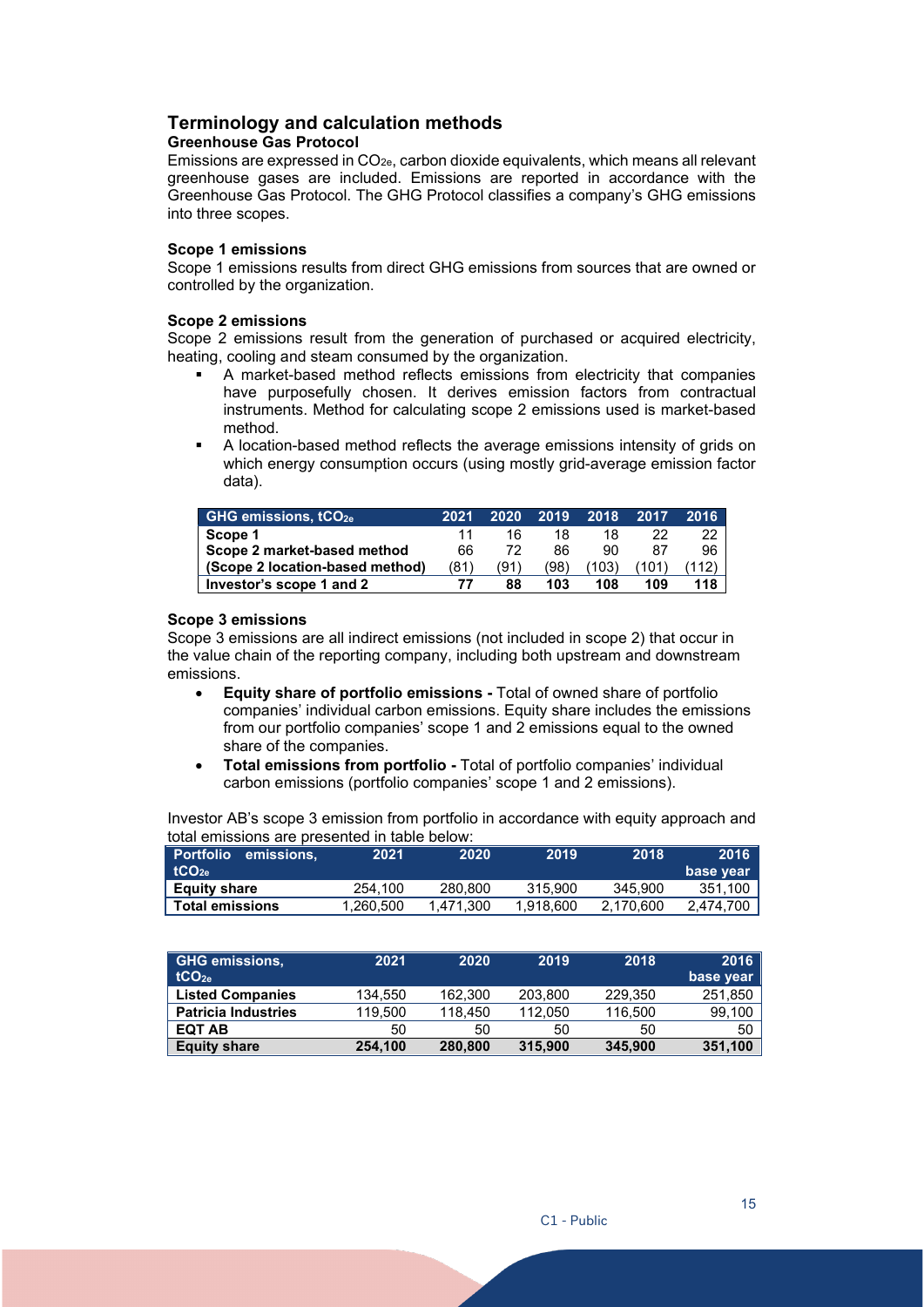# Terminology and calculation methods

## Greenhouse Gas Protocol

Emissions are expressed in $CO_{2e}$, carbon dioxide equivalents, which means all relevant greenhouse gases are included. Emissions are reported in accordance with the Greenhouse Gas Protocol. The GHG Protocol classifies a company's GHG emissions into three scopes.

### Scope 1 emissions

Scope 1 emissions results from direct GHG emissions from sources that are owned or controlled by the organization.

### Scope 2 emissions

Scope 2 emissions result from the generation of purchased or acquired electricity, heating, cooling and steam consumed by the organization.

- A market-based method reflects emissions from electricity that companies have purposefully chosen. It derives emission factors from contractual instruments. Method for calculating scope 2 emissions used is market-based method.
- A location-based method reflects the average emissions intensity of grids on which energy consumption occurs (using mostly grid-average emission factor data).

| GHG emissions, $tCO_{2e}$ | 2021 | 2020 | 2019 | 2018 | 2017 | 2016 |
|---|---|---|---|---|---|---|
| **Scope 1** | 11 | 16 | 18 | 18 | 22 | 22 |
| **Scope 2 market-based method** | 66 | 72 | 86 | 90 | 87 | 96 |
| **(Scope 2 location-based method)** | (81) | (91) | (98) | (103) | (101) | (112) |
| **Investor's scope 1 and 2** | **77** | **88** | **103** | **108** | **109** | **118** |

### Scope 3 emissions

Scope 3 emissions are all indirect emissions (not included in scope 2) that occur in the value chain of the reporting company, including both upstream and downstream emissions.

- **Equity share of portfolio emissions -** Total of owned share of portfolio companies' individual carbon emissions. Equity share includes the emissions from our portfolio companies' scope 1 and 2 emissions equal to the owned share of the companies.
- **Total emissions from portfolio -** Total of portfolio companies' individual carbon emissions (portfolio companies' scope 1 and 2 emissions).

Investor AB's scope 3 emission from portfolio in accordance with equity approach and total emissions are presented in table below:

| Portfolio emissions, $tCO_{2e}$ | 2021 | 2020 | 2019 | 2018 | 2016 base year |
|---|---|---|---|---|---|
| **Equity share** | 254,100 | 280,800 | 315,900 | 345,900 | 351,100 |
| **Total emissions** | 1,260,500 | 1,471,300 | 1,918,600 | 2,170,600 | 2,474,700 |

| GHG emissions, $tCO_{2e}$ | 2021 | 2020 | 2019 | 2018 | 2016 base year |
|---|---|---|---|---|---|
| **Listed Companies** | 134,550 | 162,300 | 203,800 | 229,350 | 251,850 |
| **Patricia Industries** | 119,500 | 118,450 | 112,050 | 116,500 | 99,100 |
| **EQT AB** | 50 | 50 | 50 | 50 | 50 |
| **Equity share** | **254,100** | **280,800** | **315,900** | **345,900** | **351,100** |

C1 - Public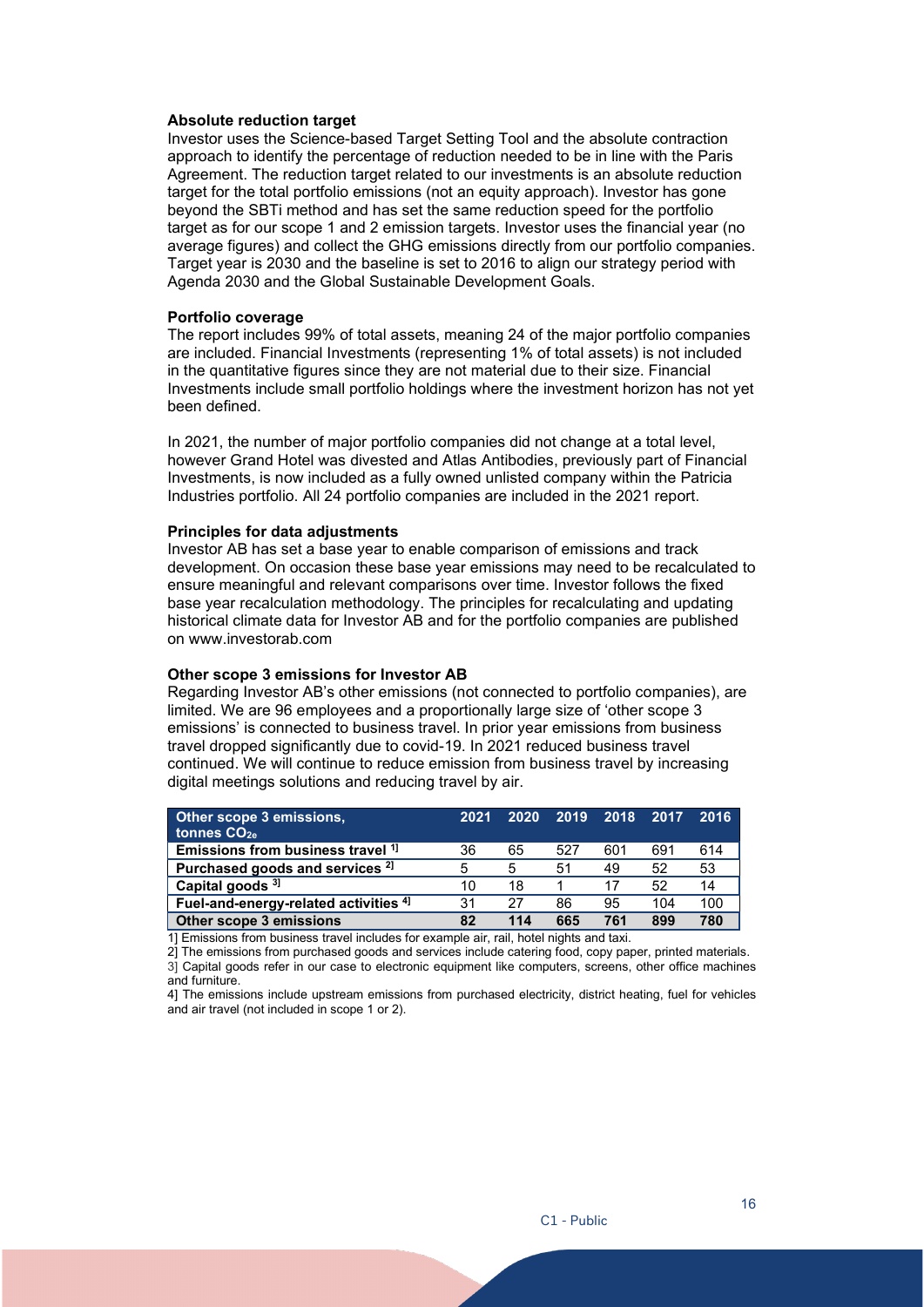### Absolute reduction target

Investor uses the Science-based Target Setting Tool and the absolute contraction approach to identify the percentage of reduction needed to be in line with the Paris Agreement. The reduction target related to our investments is an absolute reduction target for the total portfolio emissions (not an equity approach). Investor has gone beyond the SBTi method and has set the same reduction speed for the portfolio target as for our scope 1 and 2 emission targets. Investor uses the financial year (no average figures) and collect the GHG emissions directly from our portfolio companies. Target year is 2030 and the baseline is set to 2016 to align our strategy period with Agenda 2030 and the Global Sustainable Development Goals.

### Portfolio coverage

The report includes 99% of total assets, meaning 24 of the major portfolio companies are included. Financial Investments (representing 1% of total assets) is not included in the quantitative figures since they are not material due to their size. Financial Investments include small portfolio holdings where the investment horizon has not yet been defined.

In 2021, the number of major portfolio companies did not change at a total level, however Grand Hotel was divested and Atlas Antibodies, previously part of Financial Investments, is now included as a fully owned unlisted company within the Patricia Industries portfolio. All 24 portfolio companies are included in the 2021 report.

### Principles for data adjustments

Investor AB has set a base year to enable comparison of emissions and track development. On occasion these base year emissions may need to be recalculated to ensure meaningful and relevant comparisons over time. Investor follows the fixed base year recalculation methodology. The principles for recalculating and updating historical climate data for Investor AB and for the portfolio companies are published on www.investorab.com

### Other scope 3 emissions for Investor AB

Regarding Investor AB's other emissions (not connected to portfolio companies), are limited. We are 96 employees and a proportionally large size of 'other scope 3 emissions' is connected to business travel. In prior year emissions from business travel dropped significantly due to covid-19. In 2021 reduced business travel continued. We will continue to reduce emission from business travel by increasing digital meetings solutions and reducing travel by air.

| Other scope 3 emissions, tonnes $CO_{2e}$ | 2021 | 2020 | 2019 | 2018 | 2017 | 2016 |
|---|---|---|---|---|---|---|
| **Emissions from business travel [1]** | 36 | 65 | 527 | 601 | 691 | 614 |
| **Purchased goods and services [2]** | 5 | 5 | 51 | 49 | 52 | 53 |
| **Capital goods [3]** | 10 | 18 | 1 | 17 | 52 | 14 |
| **Fuel-and-energy-related activities [4]** | 31 | 27 | 86 | 95 | 104 | 100 |
| **Other scope 3 emissions** | **82** | **114** | **665** | **761** | **899** | **780** |

1] Emissions from business travel includes for example air, rail, hotel nights and taxi.

2] The emissions from purchased goods and services include catering food, copy paper, printed materials.

3] Capital goods refer in our case to electronic equipment like computers, screens, other office machines and furniture.

4] The emissions include upstream emissions from purchased electricity, district heating, fuel for vehicles and air travel (not included in scope 1 or 2).

C1 - Public